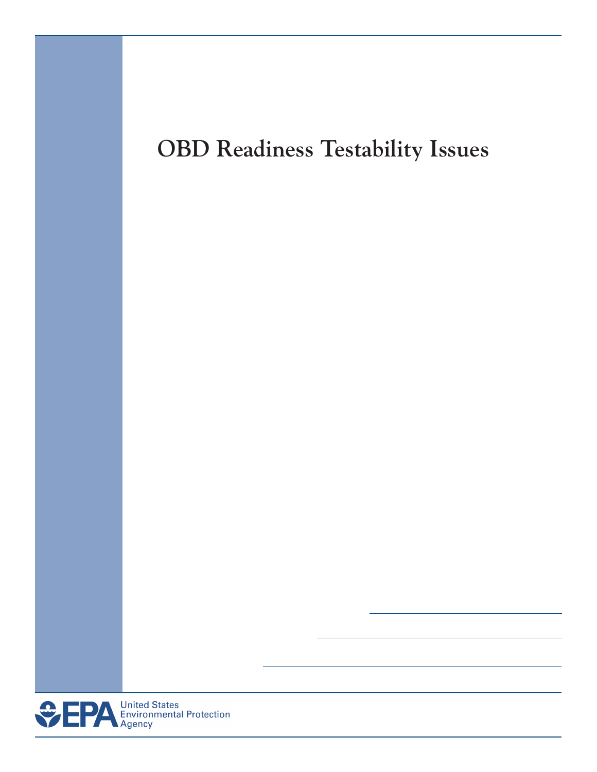# OBD Readiness Testability Issues

United States Environmental Protection Agency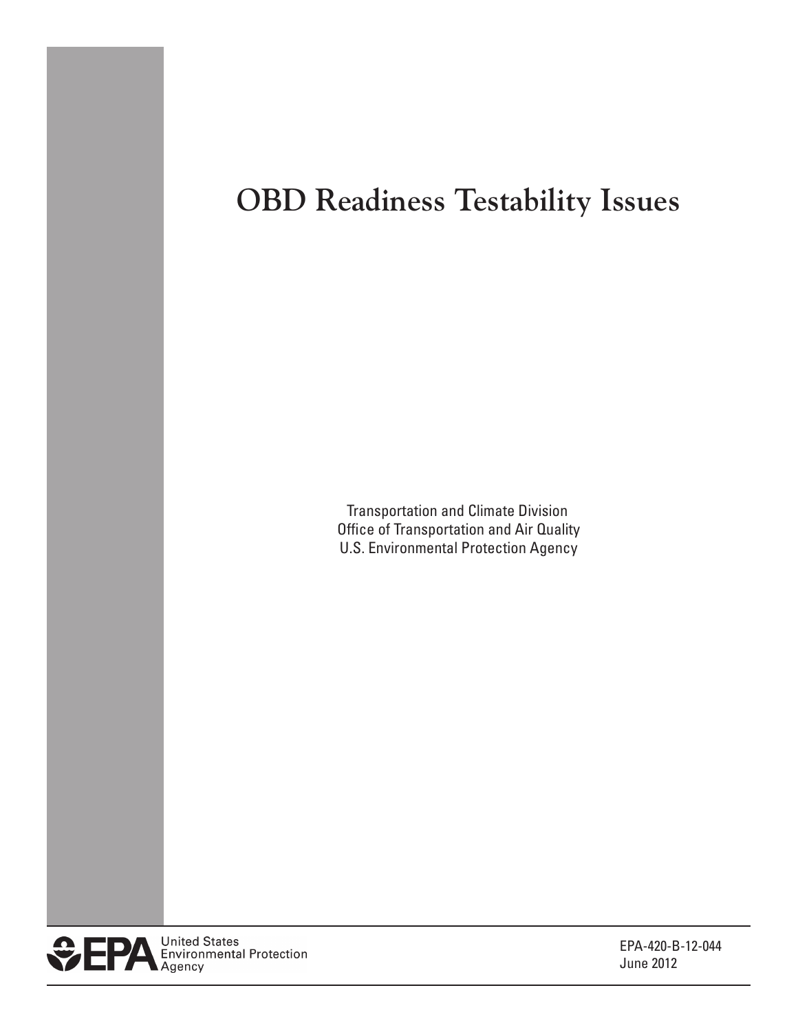# OBD Readiness Testability Issues

Transportation and Climate Division
Office of Transportation and Air Quality
U.S. Environmental Protection Agency

United States Environmental Protection Agency

EPA-420-B-12-044
June 2012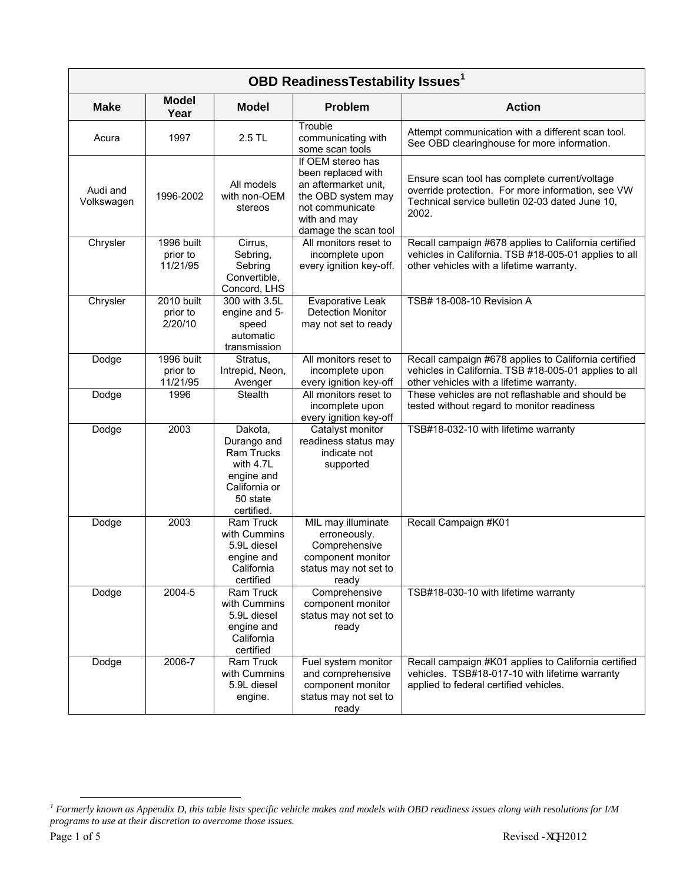| OBD ReadinessTestability Issues[1] | | | | |
|---|---|---|---|---|
| **Make** | **Model Year** | **Model** | **Problem** | **Action** |
| Acura | 1997 | 2.5 TL | Trouble communicating with some scan tools | Attempt communication with a different scan tool. See OBD clearinghouse for more information. |
| Audi and Volkswagen | 1996-2002 | All models with non-OEM stereos | If OEM stereo has been replaced with an aftermarket unit, the OBD system may not communicate with and may damage the scan tool | Ensure scan tool has complete current/voltage override protection. For more information, see VW Technical service bulletin 02-03 dated June 10, 2002. |
| Chrysler | 1996 built prior to 11/21/95 | Cirrus, Sebring, Sebring Convertible, Concord, LHS | All monitors reset to incomplete upon every ignition key-off. | Recall campaign #678 applies to California certified vehicles in California. TSB #18-005-01 applies to all other vehicles with a lifetime warranty. |
| Chrysler | 2010 built prior to 2/20/10 | 300 with 3.5L engine and 5-speed automatic transmission | Evaporative Leak Detection Monitor may not set to ready | TSB# 18-008-10 Revision A |
| Dodge | 1996 built prior to 11/21/95 | Stratus, Intrepid, Neon, Avenger | All monitors reset to incomplete upon every ignition key-off | Recall campaign #678 applies to California certified vehicles in California. TSB #18-005-01 applies to all other vehicles with a lifetime warranty. |
| Dodge | 1996 | Stealth | All monitors reset to incomplete upon every ignition key-off | These vehicles are not reflashable and should be tested without regard to monitor readiness |
| Dodge | 2003 | Dakota, Durango and Ram Trucks with 4.7L engine and California or 50 state certified. | Catalyst monitor readiness status may indicate not supported | TSB#18-032-10 with lifetime warranty |
| Dodge | 2003 | Ram Truck with Cummins 5.9L diesel engine and California certified | MIL may illuminate erroneously. Comprehensive component monitor status may not set to ready | Recall Campaign #K01 |
| Dodge | 2004-5 | Ram Truck with Cummins 5.9L diesel engine and California certified | Comprehensive component monitor status may not set to ready | TSB#18-030-10 with lifetime warranty |
| Dodge | 2006-7 | Ram Truck with Cummins 5.9L diesel engine. | Fuel system monitor and comprehensive component monitor status may not set to ready | Recall campaign #K01 applies to California certified vehicles. TSB#18-017-10 with lifetime warranty applied to federal certified vehicles. |

[1] *Formerly known as Appendix D, this table lists specific vehicle makes and models with OBD readiness issues along with resolutions for I/M programs to use at their discretion to overcome those issues.*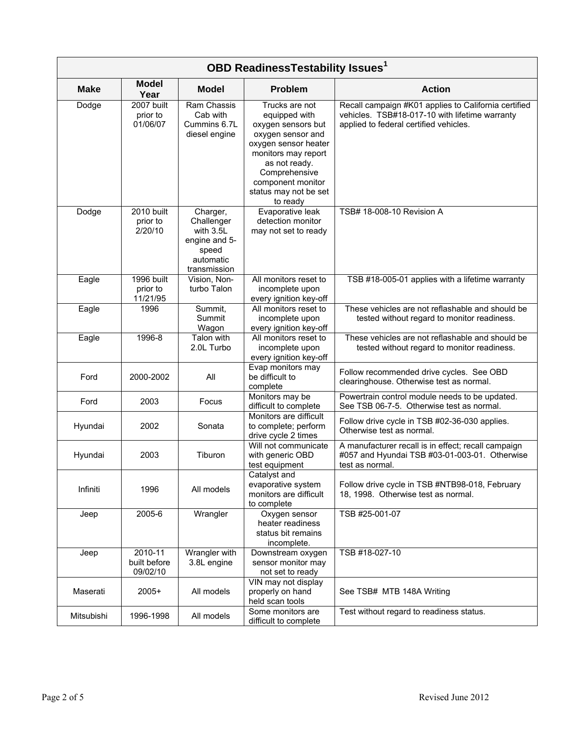## OBD ReadinessTestability Issues[1]

| Make | Model Year | Model | Problem | Action |
|---|---|---|---|---|
| Dodge | 2007 built prior to 01/06/07 | Ram Chassis Cab with Cummins 6.7L diesel engine | Trucks are not equipped with oxygen sensors but oxygen sensor and oxygen sensor heater monitors may report as not ready. Comprehensive component monitor status may not be set to ready | Recall campaign #K01 applies to California certified vehicles. TSB#18-017-10 with lifetime warranty applied to federal certified vehicles. |
| Dodge | 2010 built prior to 2/20/10 | Charger, Challenger with 3.5L engine and 5-speed automatic transmission | Evaporative leak detection monitor may not set to ready | TSB# 18-008-10 Revision A |
| Eagle | 1996 built prior to 11/21/95 | Vision, Non-turbo Talon | All monitors reset to incomplete upon every ignition key-off | TSB #18-005-01 applies with a lifetime warranty |
| Eagle | 1996 | Summit, Summit Wagon | All monitors reset to incomplete upon every ignition key-off | These vehicles are not reflashable and should be tested without regard to monitor readiness. |
| Eagle | 1996-8 | Talon with 2.0L Turbo | All monitors reset to incomplete upon every ignition key-off | These vehicles are not reflashable and should be tested without regard to monitor readiness. |
| Ford | 2000-2002 | All | Evap monitors may be difficult to complete | Follow recommended drive cycles. See OBD clearinghouse. Otherwise test as normal. |
| Ford | 2003 | Focus | Monitors may be difficult to complete | Powertrain control module needs to be updated. See TSB 06-7-5. Otherwise test as normal. |
| Hyundai | 2002 | Sonata | Monitors are difficult to complete; perform drive cycle 2 times | Follow drive cycle in TSB #02-36-030 applies. Otherwise test as normal. |
| Hyundai | 2003 | Tiburon | Will not communicate with generic OBD test equipment | A manufacturer recall is in effect; recall campaign #057 and Hyundai TSB #03-01-003-01. Otherwise test as normal. |
| Infiniti | 1996 | All models | Catalyst and evaporative system monitors are difficult to complete | Follow drive cycle in TSB #NTB98-018, February 18, 1998. Otherwise test as normal. |
| Jeep | 2005-6 | Wrangler | Oxygen sensor heater readiness status bit remains incomplete. | TSB #25-001-07 |
| Jeep | 2010-11 built before 09/02/10 | Wrangler with 3.8L engine | Downstream oxygen sensor monitor may not set to ready | TSB #18-027-10 |
| Maserati | 2005+ | All models | VIN may not display properly on hand held scan tools | See TSB# MTB 148A Writing |
| Mitsubishi | 1996-1998 | All models | Some monitors are difficult to complete | Test without regard to readiness status. |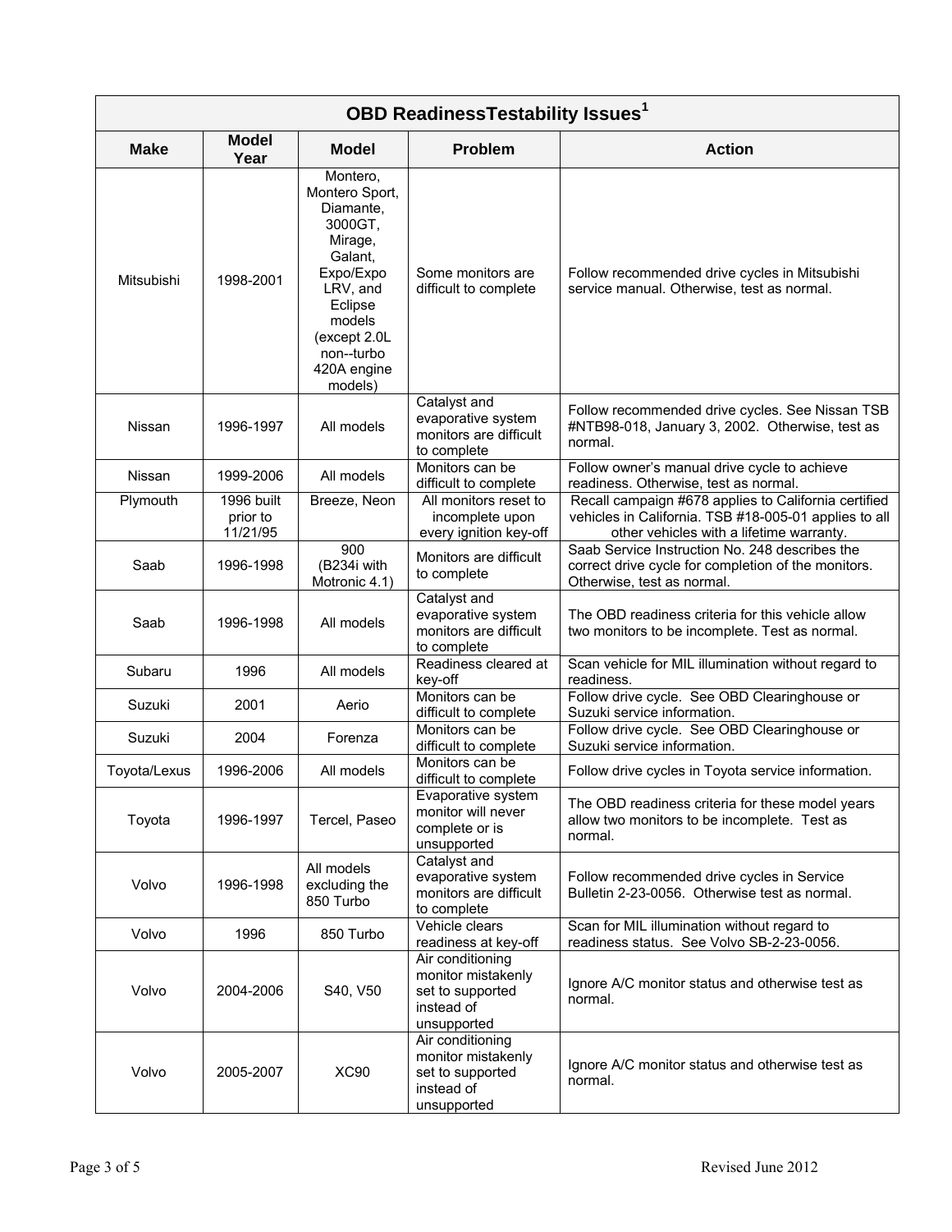| OBD ReadinessTestability Issues[1] | | | | |
|---|---|---|---|---|
| **Make** | **Model Year** | **Model** | **Problem** | **Action** |
| Mitsubishi | 1998-2001 | Montero, Montero Sport, Diamante, 3000GT, Mirage, Galant, Expo/Expo LRV, and Eclipse models (except 2.0L non--turbo 420A engine models) | Some monitors are difficult to complete | Follow recommended drive cycles in Mitsubishi service manual. Otherwise, test as normal. |
| Nissan | 1996-1997 | All models | Catalyst and evaporative system monitors are difficult to complete | Follow recommended drive cycles. See Nissan TSB #NTB98-018, January 3, 2002. Otherwise, test as normal. |
| Nissan | 1999-2006 | All models | Monitors can be difficult to complete | Follow owner's manual drive cycle to achieve readiness. Otherwise, test as normal. |
| Plymouth | 1996 built prior to 11/21/95 | Breeze, Neon | All monitors reset to incomplete upon every ignition key-off | Recall campaign #678 applies to California certified vehicles in California. TSB #18-005-01 applies to all other vehicles with a lifetime warranty. |
| Saab | 1996-1998 | 900 (B234i with Motronic 4.1) | Monitors are difficult to complete | Saab Service Instruction No. 248 describes the correct drive cycle for completion of the monitors. Otherwise, test as normal. |
| Saab | 1996-1998 | All models | Catalyst and evaporative system monitors are difficult to complete | The OBD readiness criteria for this vehicle allow two monitors to be incomplete. Test as normal. |
| Subaru | 1996 | All models | Readiness cleared at key-off | Scan vehicle for MIL illumination without regard to readiness. |
| Suzuki | 2001 | Aerio | Monitors can be difficult to complete | Follow drive cycle. See OBD Clearinghouse or Suzuki service information. |
| Suzuki | 2004 | Forenza | Monitors can be difficult to complete | Follow drive cycle. See OBD Clearinghouse or Suzuki service information. |
| Toyota/Lexus | 1996-2006 | All models | Monitors can be difficult to complete | Follow drive cycles in Toyota service information. |
| Toyota | 1996-1997 | Tercel, Paseo | Evaporative system monitor will never complete or is unsupported | The OBD readiness criteria for these model years allow two monitors to be incomplete. Test as normal. |
| Volvo | 1996-1998 | All models excluding the 850 Turbo | Catalyst and evaporative system monitors are difficult to complete | Follow recommended drive cycles in Service Bulletin 2-23-0056. Otherwise test as normal. |
| Volvo | 1996 | 850 Turbo | Vehicle clears readiness at key-off | Scan for MIL illumination without regard to readiness status. See Volvo SB-2-23-0056. |
| Volvo | 2004-2006 | S40, V50 | Air conditioning monitor mistakenly set to supported instead of unsupported | Ignore A/C monitor status and otherwise test as normal. |
| Volvo | 2005-2007 | XC90 | Air conditioning monitor mistakenly set to supported instead of unsupported | Ignore A/C monitor status and otherwise test as normal. |

Revised June 2012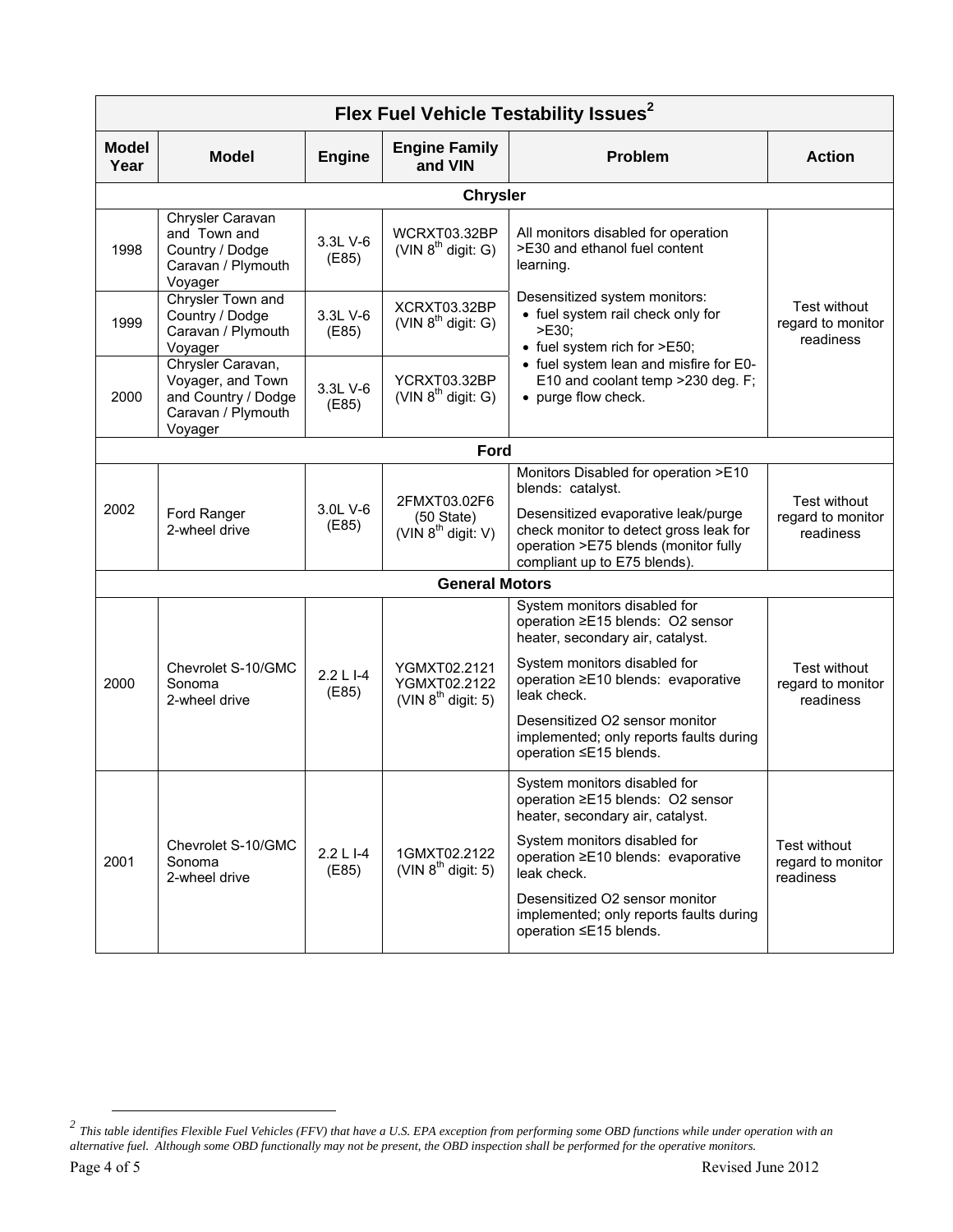| Model Year | Model | Engine | Engine Family and VIN | Problem | Action |
|---|---|---|---|---|---|
| **Chrysler** | | | | | |
| 1998 | Chrysler Caravan and Town and Country / Dodge Caravan / Plymouth Voyager | 3.3L V-6 (E85) | WCRXT03.32BP (VIN 8th digit: G) | All monitors disabled for operation >E30 and ethanol fuel content learning.<br>Desensitized system monitors:<br>• fuel system rail check only for >E30;<br>• fuel system rich for >E50;<br>• fuel system lean and misfire for E0-E10 and coolant temp >230 deg. F;<br>• purge flow check. | Test without regard to monitor readiness |
| 1999 | Chrysler Town and Country / Dodge Caravan / Plymouth Voyager | 3.3L V-6 (E85) | XCRXT03.32BP (VIN 8th digit: G) | | |
| 2000 | Chrysler Caravan, Voyager, and Town and Country / Dodge Caravan / Plymouth Voyager | 3.3L V-6 (E85) | YCRXT03.32BP (VIN 8th digit: G) | | |
| **Ford** | | | | | |
| 2002 | Ford Ranger 2-wheel drive | 3.0L V-6 (E85) | 2FMXT03.02F6 (50 State) (VIN 8th digit: V) | Monitors Disabled for operation >E10 blends: catalyst.<br>Desensitized evaporative leak/purge check monitor to detect gross leak for operation >E75 blends (monitor fully compliant up to E75 blends). | Test without regard to monitor readiness |
| **General Motors** | | | | | |
| 2000 | Chevrolet S-10/GMC Sonoma 2-wheel drive | 2.2 L I-4 (E85) | YGMXT02.2121 YGMXT02.2122 (VIN 8th digit: 5) | System monitors disabled for operation ≥E15 blends: O2 sensor heater, secondary air, catalyst.<br>System monitors disabled for operation ≥E10 blends: evaporative leak check.<br>Desensitized O2 sensor monitor implemented; only reports faults during operation ≤E15 blends. | Test without regard to monitor readiness |
| 2001 | Chevrolet S-10/GMC Sonoma 2-wheel drive | 2.2 L I-4 (E85) | 1GMXT02.2122 (VIN 8th digit: 5) | System monitors disabled for operation ≥E15 blends: O2 sensor heater, secondary air, catalyst.<br>System monitors disabled for operation ≥E10 blends: evaporative leak check.<br>Desensitized O2 sensor monitor implemented; only reports faults during operation ≤E15 blends. | Test without regard to monitor readiness |

Table title: **Flex Fuel Vehicle Testability Issues**[2]

[2] *This table identifies Flexible Fuel Vehicles (FFV) that have a U.S. EPA exception from performing some OBD functions while under operation with an alternative fuel. Although some OBD functionally may not be present, the OBD inspection shall be performed for the operative monitors.*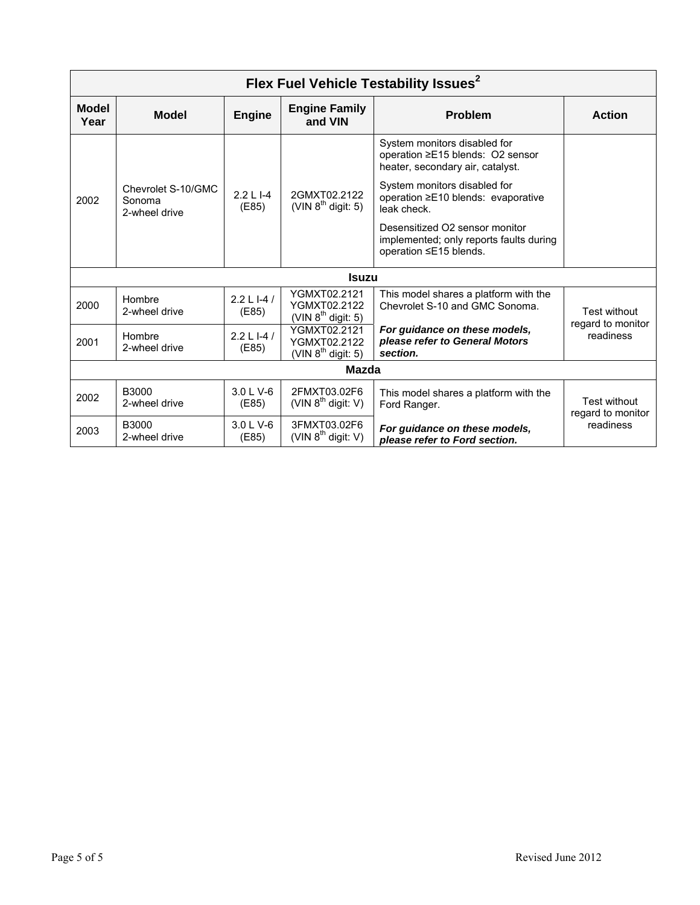| Flex Fuel Vehicle Testability Issues[2] | | | | | |
|---|---|---|---|---|---|
| **Model Year** | **Model** | **Engine** | **Engine Family and VIN** | **Problem** | **Action** |
| 2002 | Chevrolet S-10/GMC Sonoma 2-wheel drive | 2.2 L I-4 (E85) | 2GMXT02.2122 (VIN 8th digit: 5) | System monitors disabled for operation ≥E15 blends: O2 sensor heater, secondary air, catalyst.<br>System monitors disabled for operation ≥E10 blends: evaporative leak check.<br>Desensitized O2 sensor monitor implemented; only reports faults during operation ≤E15 blends. | |
| **Isuzu** | | | | | |
| 2000 | Hombre 2-wheel drive | 2.2 L I-4 / (E85) | YGMXT02.2121 YGMXT02.2122 (VIN 8th digit: 5) | This model shares a platform with the Chevrolet S-10 and GMC Sonoma.<br>***For guidance on these models, please refer to General Motors section.*** | Test without regard to monitor readiness |
| 2001 | Hombre 2-wheel drive | 2.2 L I-4 / (E85) | YGMXT02.2121 YGMXT02.2122 (VIN 8th digit: 5) | | |
| **Mazda** | | | | | |
| 2002 | B3000 2-wheel drive | 3.0 L V-6 (E85) | 2FMXT03.02F6 (VIN 8th digit: V) | This model shares a platform with the Ford Ranger.<br>***For guidance on these models, please refer to Ford section.*** | Test without regard to monitor readiness |
| 2003 | B3000 2-wheel drive | 3.0 L V-6 (E85) | 3FMXT03.02F6 (VIN 8th digit: V) | | |

Revised June 2012